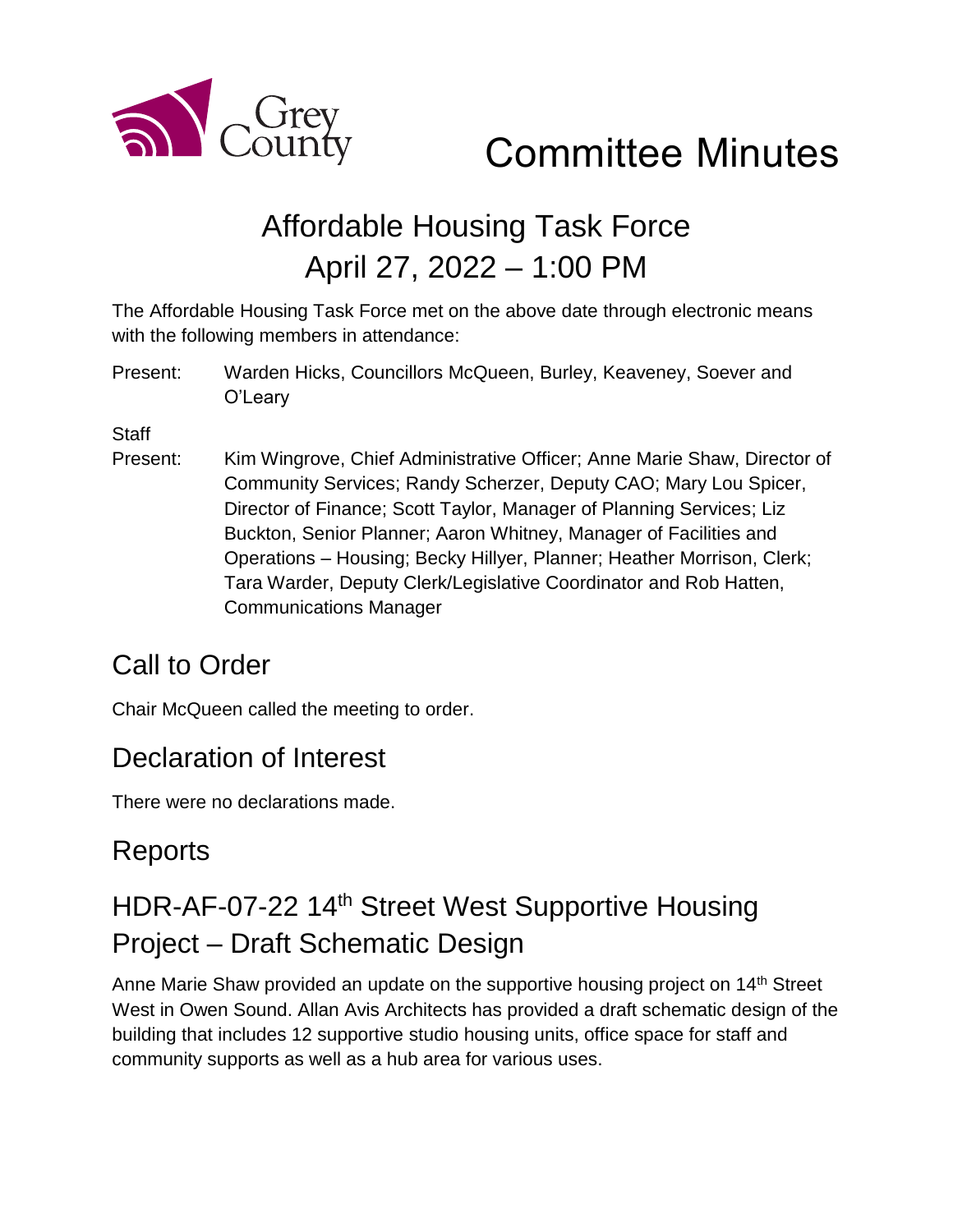Grey County

# Committee Minutes

## Affordable Housing Task Force
## April 27, 2022 – 1:00 PM

The Affordable Housing Task Force met on the above date through electronic means with the following members in attendance:

Present: Warden Hicks, Councillors McQueen, Burley, Keaveney, Soever and O'Leary

Staff
Present: Kim Wingrove, Chief Administrative Officer; Anne Marie Shaw, Director of Community Services; Randy Scherzer, Deputy CAO; Mary Lou Spicer, Director of Finance; Scott Taylor, Manager of Planning Services; Liz Buckton, Senior Planner; Aaron Whitney, Manager of Facilities and Operations – Housing; Becky Hillyer, Planner; Heather Morrison, Clerk; Tara Warder, Deputy Clerk/Legislative Coordinator and Rob Hatten, Communications Manager

## Call to Order

Chair McQueen called the meeting to order.

## Declaration of Interest

There were no declarations made.

## Reports

## HDR-AF-07-22 14th Street West Supportive Housing Project – Draft Schematic Design

Anne Marie Shaw provided an update on the supportive housing project on 14th Street West in Owen Sound. Allan Avis Architects has provided a draft schematic design of the building that includes 12 supportive studio housing units, office space for staff and community supports as well as a hub area for various uses.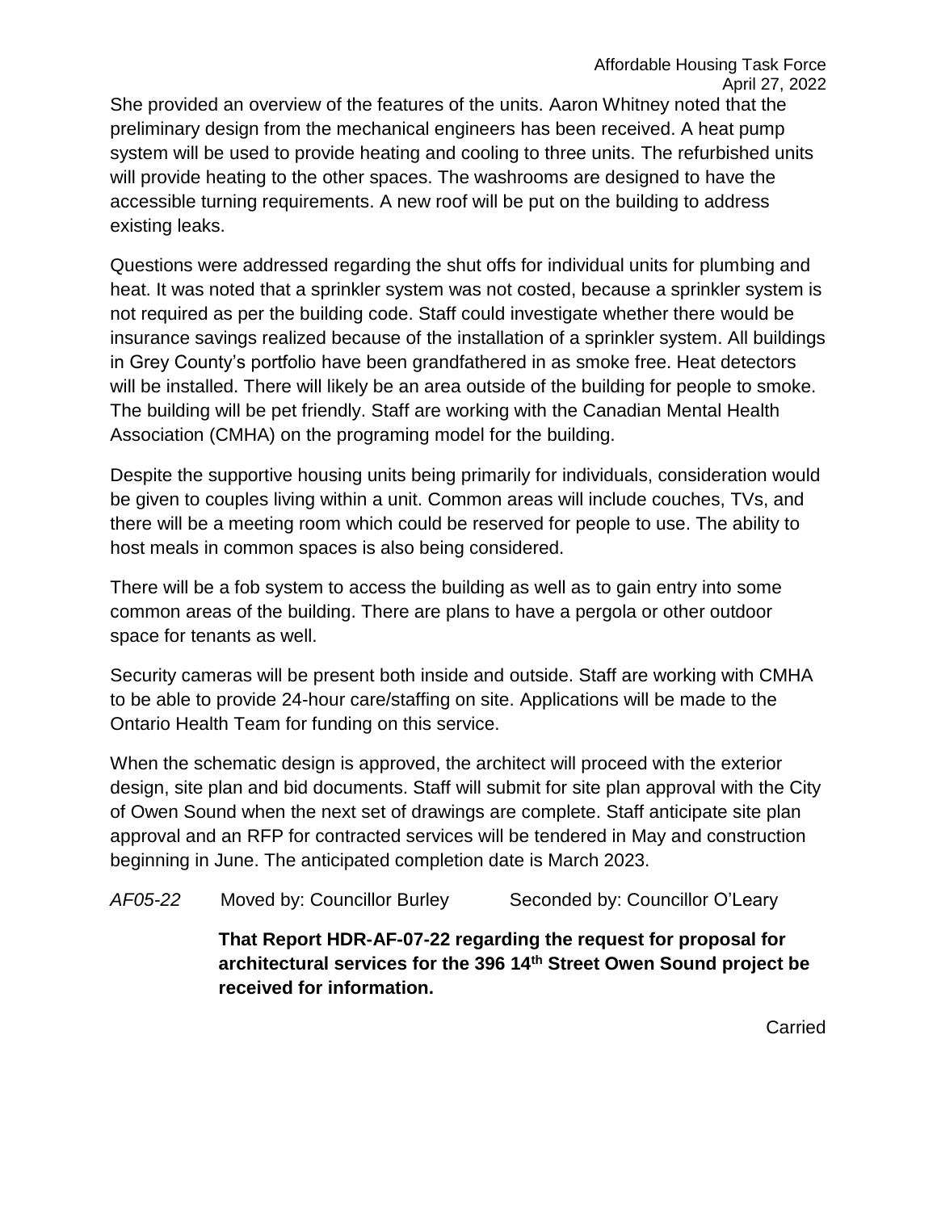She provided an overview of the features of the units. Aaron Whitney noted that the preliminary design from the mechanical engineers has been received. A heat pump system will be used to provide heating and cooling to three units. The refurbished units will provide heating to the other spaces. The washrooms are designed to have the accessible turning requirements. A new roof will be put on the building to address existing leaks.

Questions were addressed regarding the shut offs for individual units for plumbing and heat. It was noted that a sprinkler system was not costed, because a sprinkler system is not required as per the building code. Staff could investigate whether there would be insurance savings realized because of the installation of a sprinkler system. All buildings in Grey County's portfolio have been grandfathered in as smoke free. Heat detectors will be installed. There will likely be an area outside of the building for people to smoke. The building will be pet friendly. Staff are working with the Canadian Mental Health Association (CMHA) on the programing model for the building.

Despite the supportive housing units being primarily for individuals, consideration would be given to couples living within a unit. Common areas will include couches, TVs, and there will be a meeting room which could be reserved for people to use. The ability to host meals in common spaces is also being considered.

There will be a fob system to access the building as well as to gain entry into some common areas of the building. There are plans to have a pergola or other outdoor space for tenants as well.

Security cameras will be present both inside and outside. Staff are working with CMHA to be able to provide 24-hour care/staffing on site. Applications will be made to the Ontario Health Team for funding on this service.

When the schematic design is approved, the architect will proceed with the exterior design, site plan and bid documents. Staff will submit for site plan approval with the City of Owen Sound when the next set of drawings are complete. Staff anticipate site plan approval and an RFP for contracted services will be tendered in May and construction beginning in June. The anticipated completion date is March 2023.

*AF05-22* Moved by: Councillor Burley Seconded by: Councillor O'Leary

**That Report HDR-AF-07-22 regarding the request for proposal for architectural services for the 396 14th Street Owen Sound project be received for information.**

Carried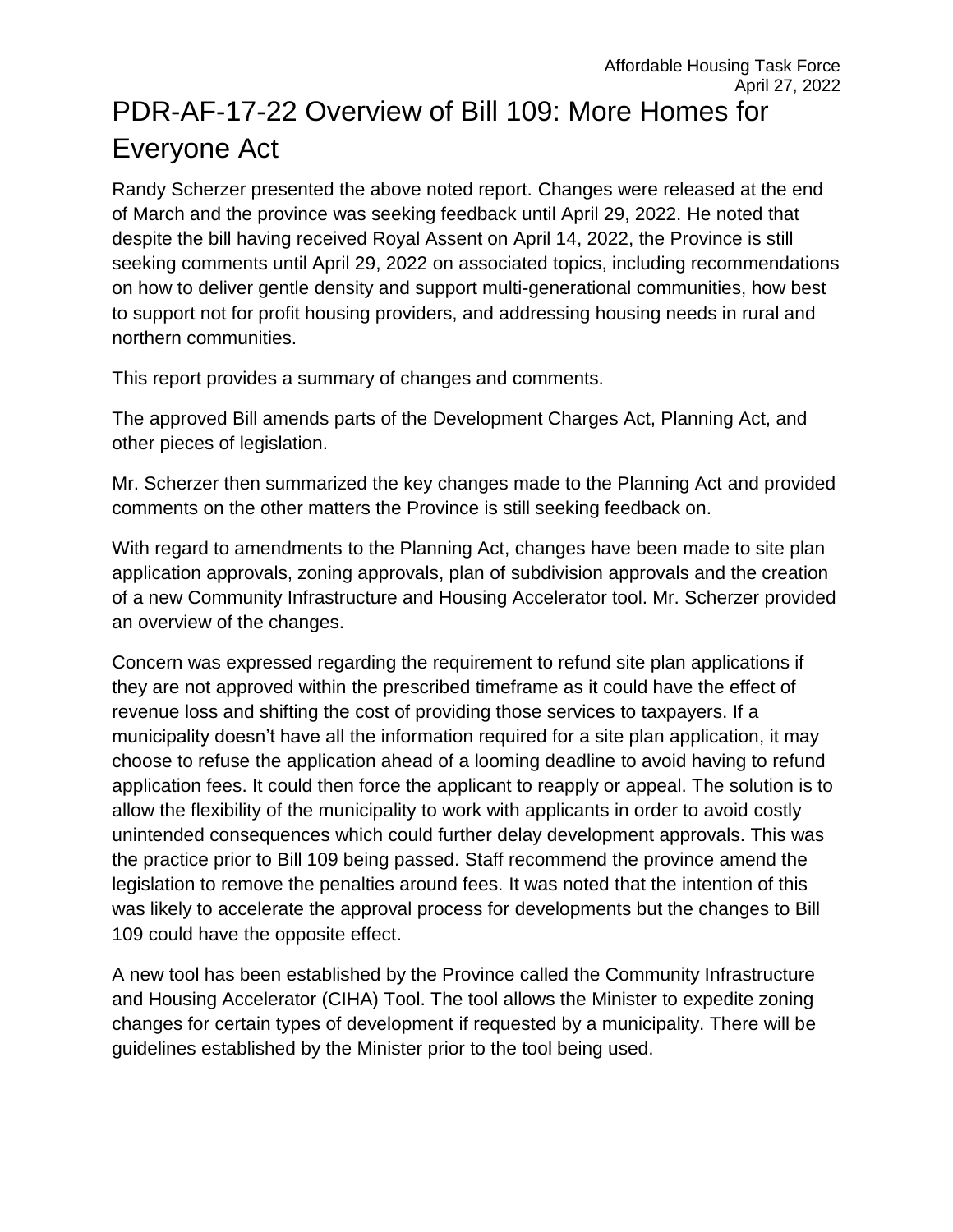# PDR-AF-17-22 Overview of Bill 109: More Homes for Everyone Act

Randy Scherzer presented the above noted report. Changes were released at the end of March and the province was seeking feedback until April 29, 2022. He noted that despite the bill having received Royal Assent on April 14, 2022, the Province is still seeking comments until April 29, 2022 on associated topics, including recommendations on how to deliver gentle density and support multi-generational communities, how best to support not for profit housing providers, and addressing housing needs in rural and northern communities.

This report provides a summary of changes and comments.

The approved Bill amends parts of the Development Charges Act, Planning Act, and other pieces of legislation.

Mr. Scherzer then summarized the key changes made to the Planning Act and provided comments on the other matters the Province is still seeking feedback on.

With regard to amendments to the Planning Act, changes have been made to site plan application approvals, zoning approvals, plan of subdivision approvals and the creation of a new Community Infrastructure and Housing Accelerator tool. Mr. Scherzer provided an overview of the changes.

Concern was expressed regarding the requirement to refund site plan applications if they are not approved within the prescribed timeframe as it could have the effect of revenue loss and shifting the cost of providing those services to taxpayers. If a municipality doesn't have all the information required for a site plan application, it may choose to refuse the application ahead of a looming deadline to avoid having to refund application fees. It could then force the applicant to reapply or appeal. The solution is to allow the flexibility of the municipality to work with applicants in order to avoid costly unintended consequences which could further delay development approvals. This was the practice prior to Bill 109 being passed. Staff recommend the province amend the legislation to remove the penalties around fees. It was noted that the intention of this was likely to accelerate the approval process for developments but the changes to Bill 109 could have the opposite effect.

A new tool has been established by the Province called the Community Infrastructure and Housing Accelerator (CIHA) Tool. The tool allows the Minister to expedite zoning changes for certain types of development if requested by a municipality. There will be guidelines established by the Minister prior to the tool being used.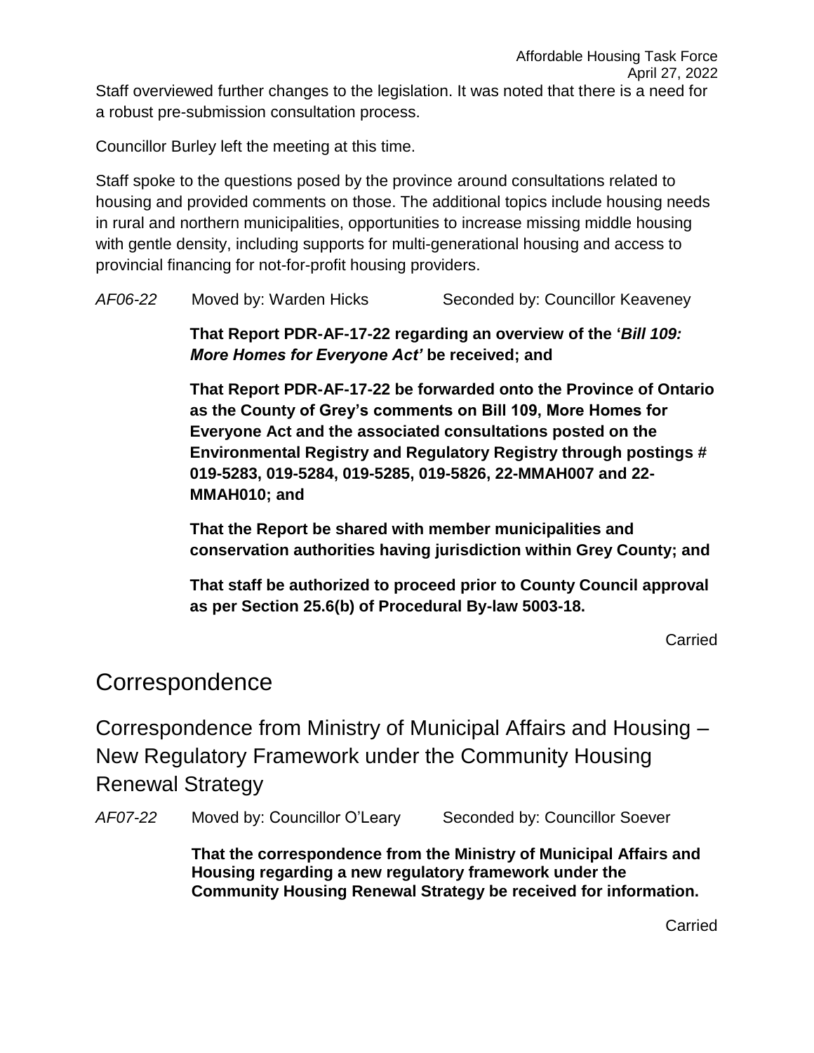Staff overviewed further changes to the legislation. It was noted that there is a need for a robust pre-submission consultation process.

Councillor Burley left the meeting at this time.

Staff spoke to the questions posed by the province around consultations related to housing and provided comments on those. The additional topics include housing needs in rural and northern municipalities, opportunities to increase missing middle housing with gentle density, including supports for multi-generational housing and access to provincial financing for not-for-profit housing providers.

*AF06-22* Moved by: Warden Hicks Seconded by: Councillor Keaveney

**That Report PDR-AF-17-22 regarding an overview of the '*Bill 109: More Homes for Everyone Act*' be received; and**

**That Report PDR-AF-17-22 be forwarded onto the Province of Ontario as the County of Grey's comments on Bill 109, More Homes for Everyone Act and the associated consultations posted on the Environmental Registry and Regulatory Registry through postings # 019-5283, 019-5284, 019-5285, 019-5826, 22-MMAH007 and 22-MMAH010; and**

**That the Report be shared with member municipalities and conservation authorities having jurisdiction within Grey County; and**

**That staff be authorized to proceed prior to County Council approval as per Section 25.6(b) of Procedural By-law 5003-18.**

Carried

# Correspondence

## Correspondence from Ministry of Municipal Affairs and Housing – New Regulatory Framework under the Community Housing Renewal Strategy

*AF07-22* Moved by: Councillor O'Leary Seconded by: Councillor Soever

**That the correspondence from the Ministry of Municipal Affairs and Housing regarding a new regulatory framework under the Community Housing Renewal Strategy be received for information.**

Carried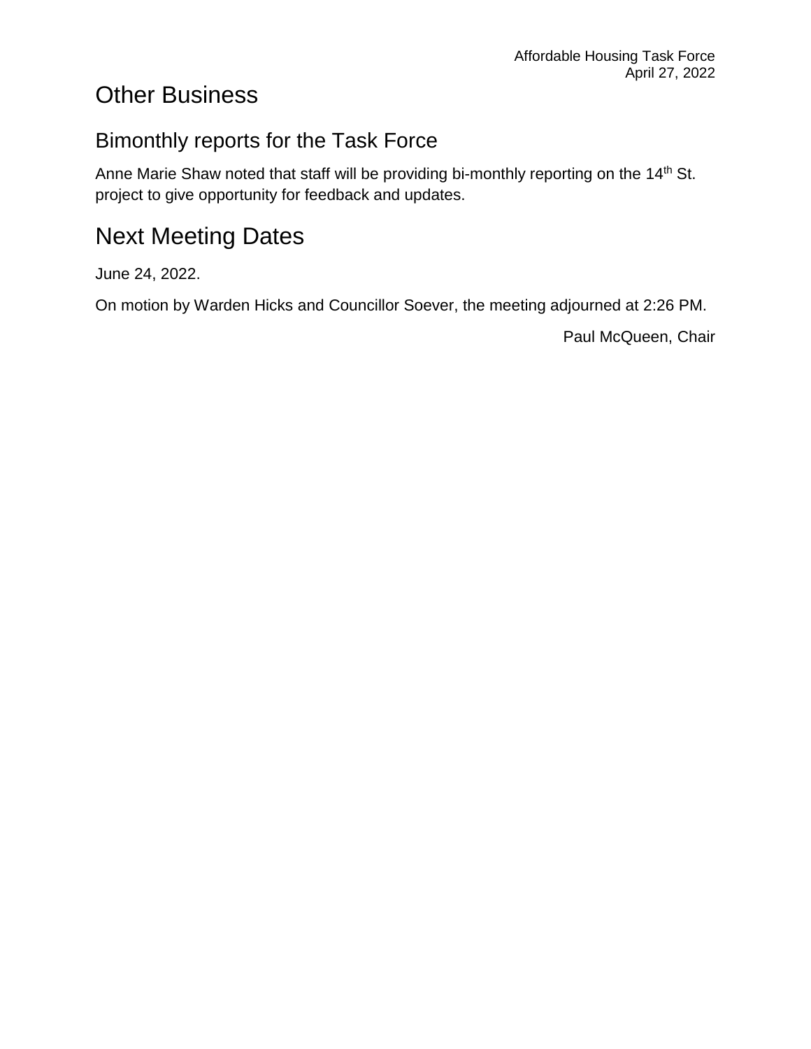# Other Business

## Bimonthly reports for the Task Force

Anne Marie Shaw noted that staff will be providing bi-monthly reporting on the 14th St. project to give opportunity for feedback and updates.

# Next Meeting Dates

June 24, 2022.

On motion by Warden Hicks and Councillor Soever, the meeting adjourned at 2:26 PM.

Paul McQueen, Chair